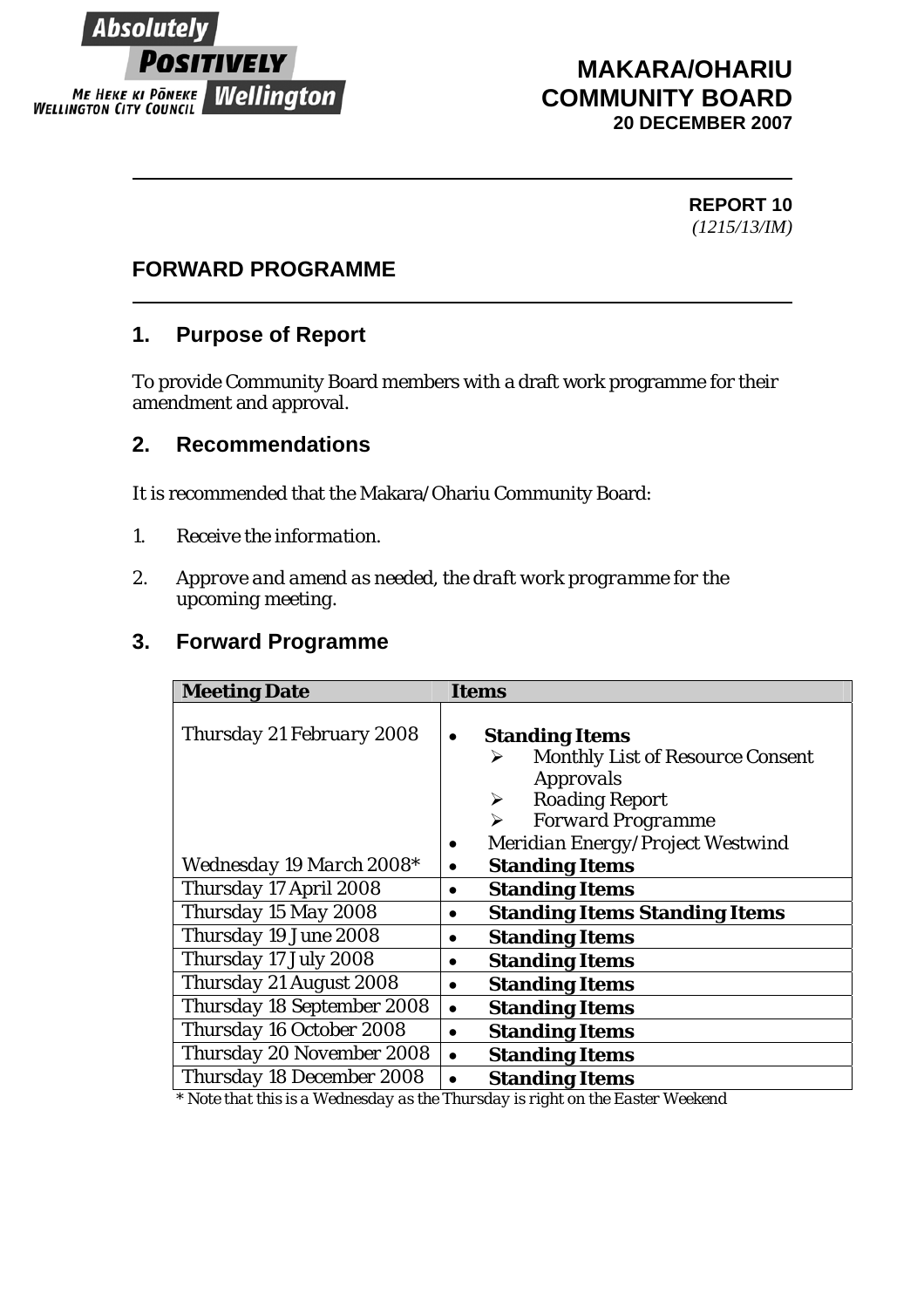Absolutely **POSITIVELY** Wellington
ME HEKE KI PŌNEKE
WELLINGTON CITY COUNCIL

**MAKARA/OHARIU COMMUNITY BOARD**
**20 DECEMBER 2007**

**REPORT 10**
*(1215/13/IM)*

## FORWARD PROGRAMME

## 1. Purpose of Report

To provide Community Board members with a draft work programme for their amendment and approval.

## 2. Recommendations

It is recommended that the Makara/Ohariu Community Board:

1. *Receive the information.*
2. *Approve and amend as needed, the draft work programme for the upcoming meeting.*

## 3. Forward Programme

| Meeting Date | Items |
|---|---|
| Thursday 21 February 2008 | • **Standing Items**<br>➢ Monthly List of Resource Consent Approvals<br>➢ Roading Report<br>➢ Forward Programme<br>• Meridian Energy/Project Westwind |
| Wednesday 19 March 2008* | • **Standing Items** |
| Thursday 17 April 2008 | • **Standing Items** |
| Thursday 15 May 2008 | • **Standing Items Standing Items** |
| Thursday 19 June 2008 | • **Standing Items** |
| Thursday 17 July 2008 | • **Standing Items** |
| Thursday 21 August 2008 | • **Standing Items** |
| Thursday 18 September 2008 | • **Standing Items** |
| Thursday 16 October 2008 | • **Standing Items** |
| Thursday 20 November 2008 | • **Standing Items** |
| Thursday 18 December 2008 | • **Standing Items** |

\* Note that this is a Wednesday as the Thursday is right on the Easter Weekend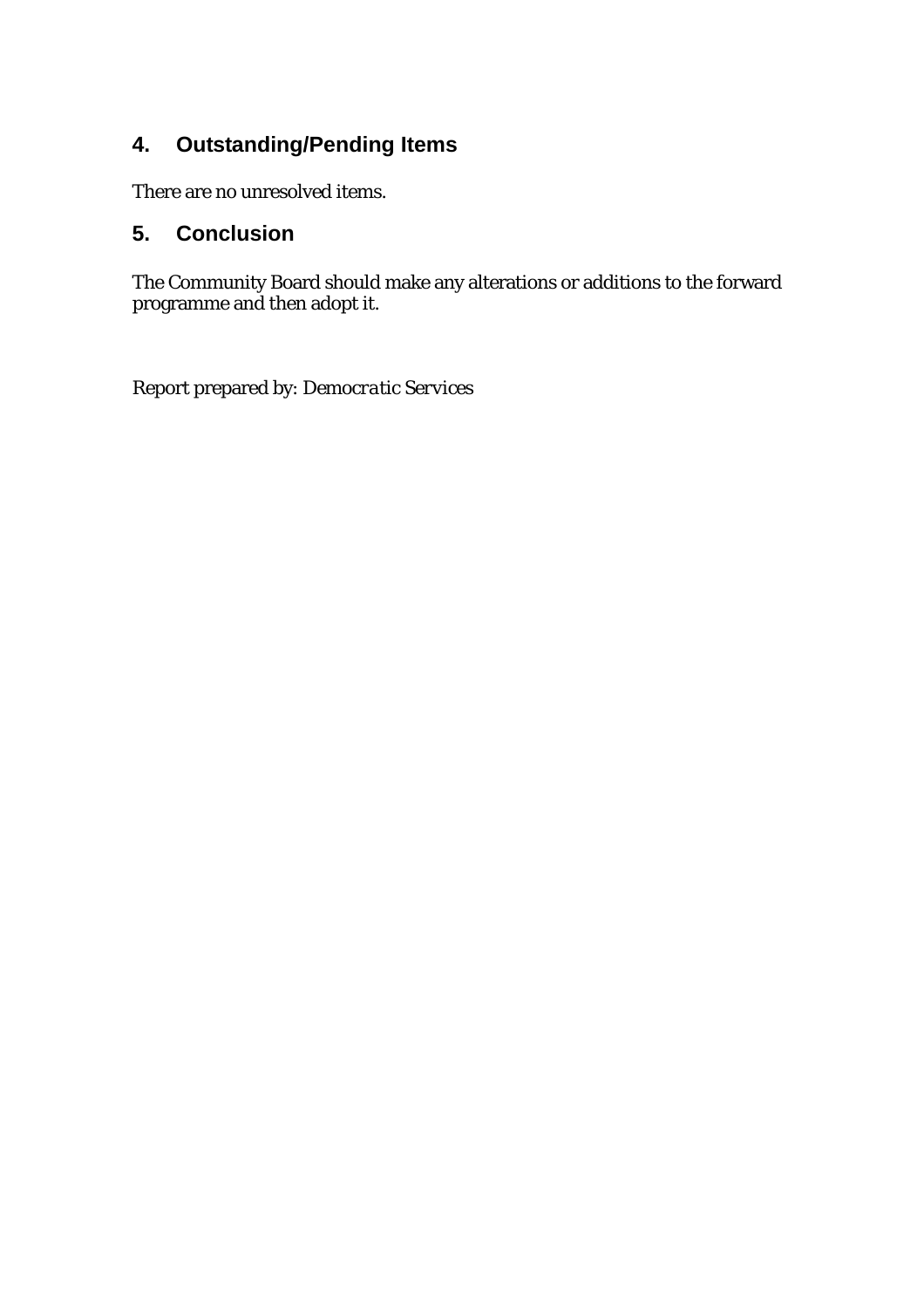## 4. Outstanding/Pending Items

There are no unresolved items.

## 5. Conclusion

The Community Board should make any alterations or additions to the forward programme and then adopt it.

Report prepared by: *Democratic Services*